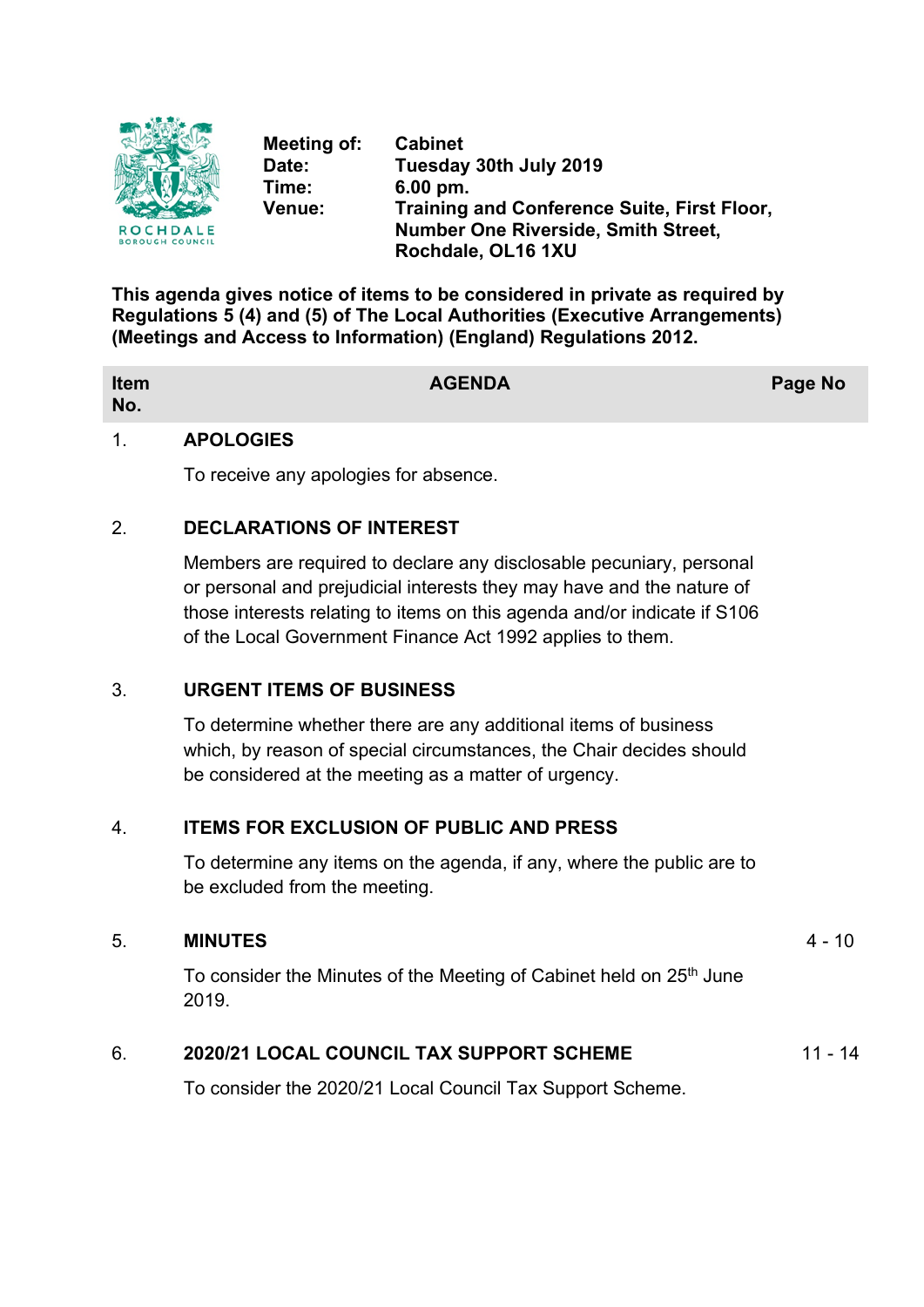ROCHDALE BOROUGH COUNCIL

| | |
|---|---|
| **Meeting of:** | **Cabinet** |
| **Date:** | **Tuesday 30th July 2019** |
| **Time:** | **6.00 pm.** |
| **Venue:** | **Training and Conference Suite, First Floor, Number One Riverside, Smith Street, Rochdale, OL16 1XU** |

**This agenda gives notice of items to be considered in private as required by Regulations 5 (4) and (5) of The Local Authorities (Executive Arrangements) (Meetings and Access to Information) (England) Regulations 2012.**

| Item No. | AGENDA | Page No |
|---|---|---|
| 1. | **APOLOGIES**<br><br>To receive any apologies for absence. | |
| 2. | **DECLARATIONS OF INTEREST**<br><br>Members are required to declare any disclosable pecuniary, personal or personal and prejudicial interests they may have and the nature of those interests relating to items on this agenda and/or indicate if S106 of the Local Government Finance Act 1992 applies to them. | |
| 3. | **URGENT ITEMS OF BUSINESS**<br><br>To determine whether there are any additional items of business which, by reason of special circumstances, the Chair decides should be considered at the meeting as a matter of urgency. | |
| 4. | **ITEMS FOR EXCLUSION OF PUBLIC AND PRESS**<br><br>To determine any items on the agenda, if any, where the public are to be excluded from the meeting. | |
| 5. | **MINUTES**<br><br>To consider the Minutes of the Meeting of Cabinet held on 25th June 2019. | 4 - 10 |
| 6. | **2020/21 LOCAL COUNCIL TAX SUPPORT SCHEME**<br><br>To consider the 2020/21 Local Council Tax Support Scheme. | 11 - 14 |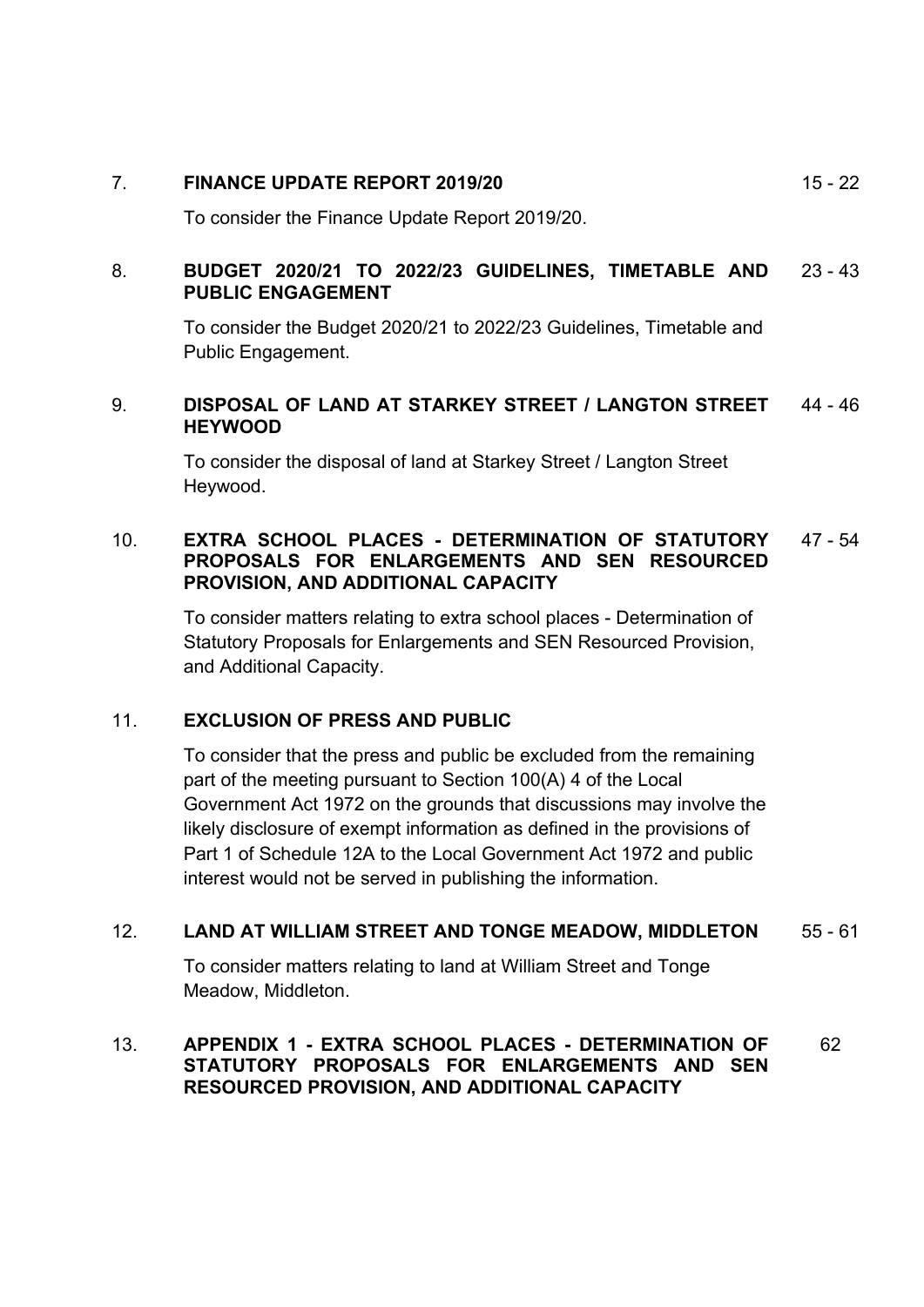7. **FINANCE UPDATE REPORT 2019/20** 15 - 22

To consider the Finance Update Report 2019/20.

8. **BUDGET 2020/21 TO 2022/23 GUIDELINES, TIMETABLE AND PUBLIC ENGAGEMENT** 23 - 43

To consider the Budget 2020/21 to 2022/23 Guidelines, Timetable and Public Engagement.

9. **DISPOSAL OF LAND AT STARKEY STREET / LANGTON STREET HEYWOOD** 44 - 46

To consider the disposal of land at Starkey Street / Langton Street Heywood.

10. **EXTRA SCHOOL PLACES - DETERMINATION OF STATUTORY PROPOSALS FOR ENLARGEMENTS AND SEN RESOURCED PROVISION, AND ADDITIONAL CAPACITY** 47 - 54

To consider matters relating to extra school places - Determination of Statutory Proposals for Enlargements and SEN Resourced Provision, and Additional Capacity.

11. **EXCLUSION OF PRESS AND PUBLIC**

To consider that the press and public be excluded from the remaining part of the meeting pursuant to Section 100(A) 4 of the Local Government Act 1972 on the grounds that discussions may involve the likely disclosure of exempt information as defined in the provisions of Part 1 of Schedule 12A to the Local Government Act 1972 and public interest would not be served in publishing the information.

12. **LAND AT WILLIAM STREET AND TONGE MEADOW, MIDDLETON** 55 - 61

To consider matters relating to land at William Street and Tonge Meadow, Middleton.

13. **APPENDIX 1 - EXTRA SCHOOL PLACES - DETERMINATION OF STATUTORY PROPOSALS FOR ENLARGEMENTS AND SEN RESOURCED PROVISION, AND ADDITIONAL CAPACITY** 62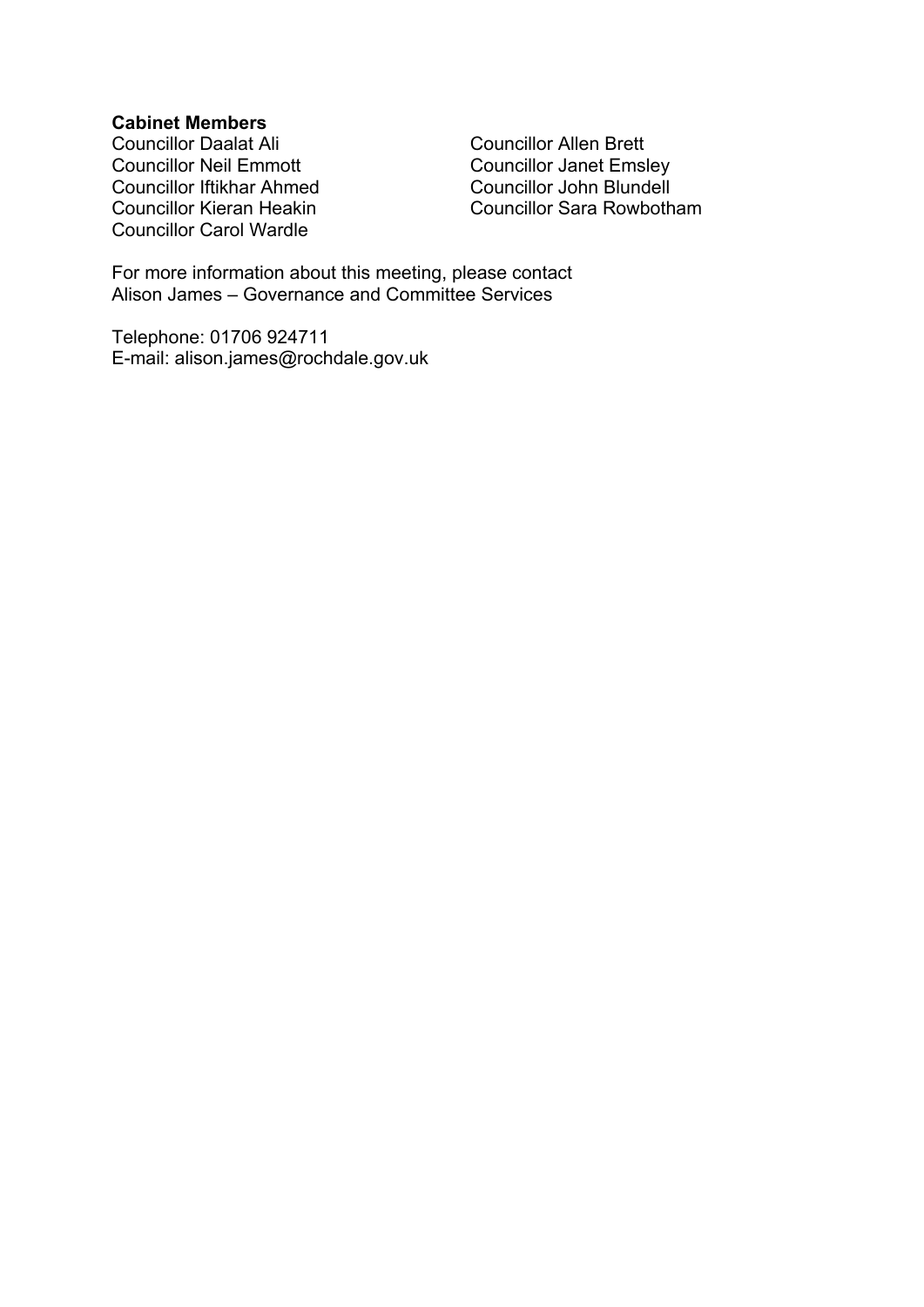**Cabinet Members**

Councillor Daalat Ali
Councillor Neil Emmott
Councillor Iftikhar Ahmed
Councillor Kieran Heakin
Councillor Carol Wardle
Councillor Allen Brett
Councillor Janet Emsley
Councillor John Blundell
Councillor Sara Rowbotham

For more information about this meeting, please contact
Alison James – Governance and Committee Services

Telephone: 01706 924711
E-mail: alison.james@rochdale.gov.uk